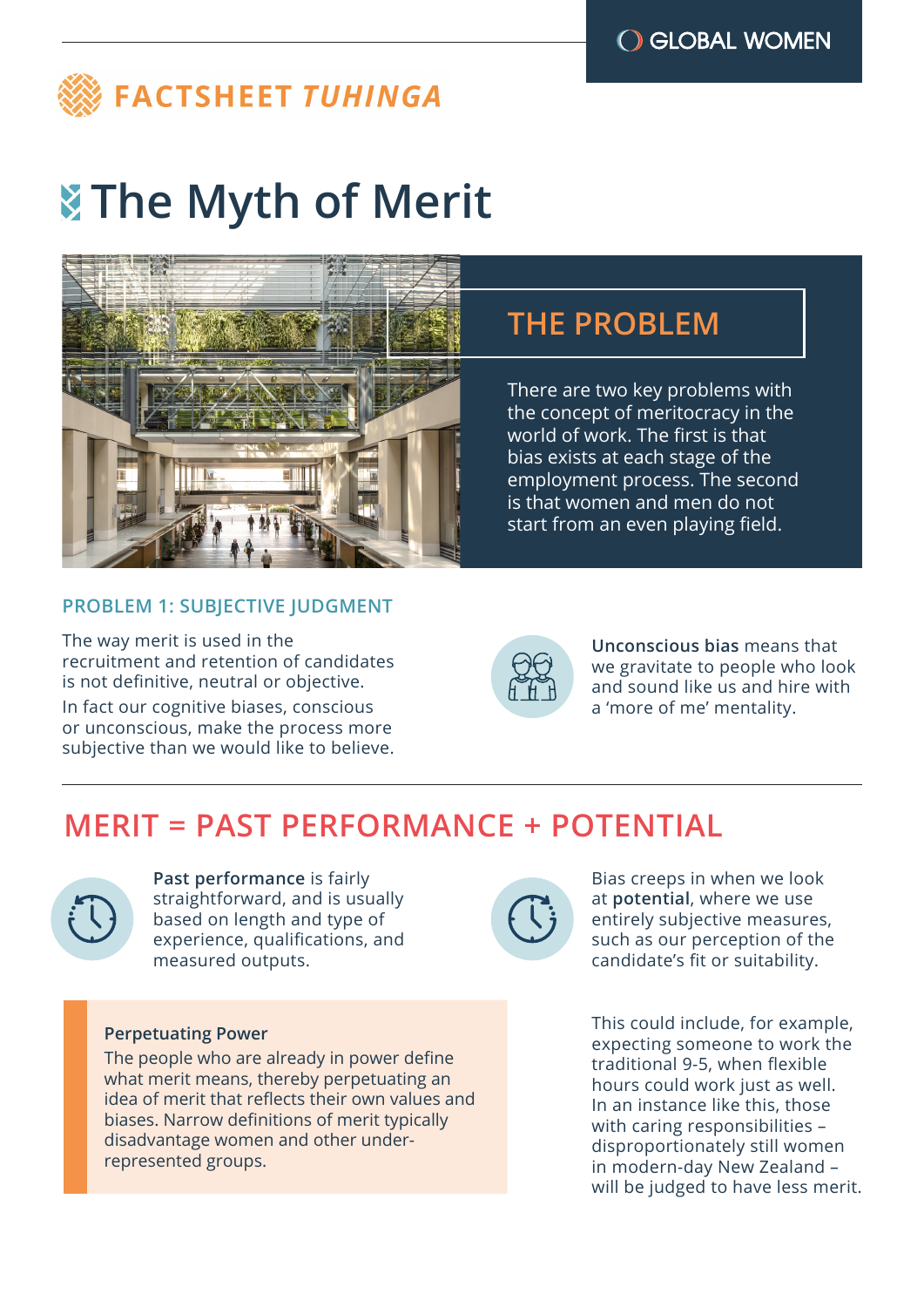GLOBAL WOMEN

FACTSHEET *TUHINGA*

# The Myth of Merit

## THE PROBLEM

There are two key problems with the concept of meritocracy in the world of work. The first is that bias exists at each stage of the employment process. The second is that women and men do not start from an even playing field.

### PROBLEM 1: SUBJECTIVE JUDGMENT

The way merit is used in the recruitment and retention of candidates is not definitive, neutral or objective.

In fact our cognitive biases, conscious or unconscious, make the process more subjective than we would like to believe.

**Unconscious bias** means that we gravitate to people who look and sound like us and hire with a 'more of me' mentality.

## MERIT = PAST PERFORMANCE + POTENTIAL

**Past performance** is fairly straightforward, and is usually based on length and type of experience, qualifications, and measured outputs.

Bias creeps in when we look at **potential**, where we use entirely subjective measures, such as our perception of the candidate's fit or suitability.

**Perpetuating Power**

The people who are already in power define what merit means, thereby perpetuating an idea of merit that reflects their own values and biases. Narrow definitions of merit typically disadvantage women and other under-represented groups.

This could include, for example, expecting someone to work the traditional 9-5, when flexible hours could work just as well. In an instance like this, those with caring responsibilities – disproportionately still women in modern-day New Zealand – will be judged to have less merit.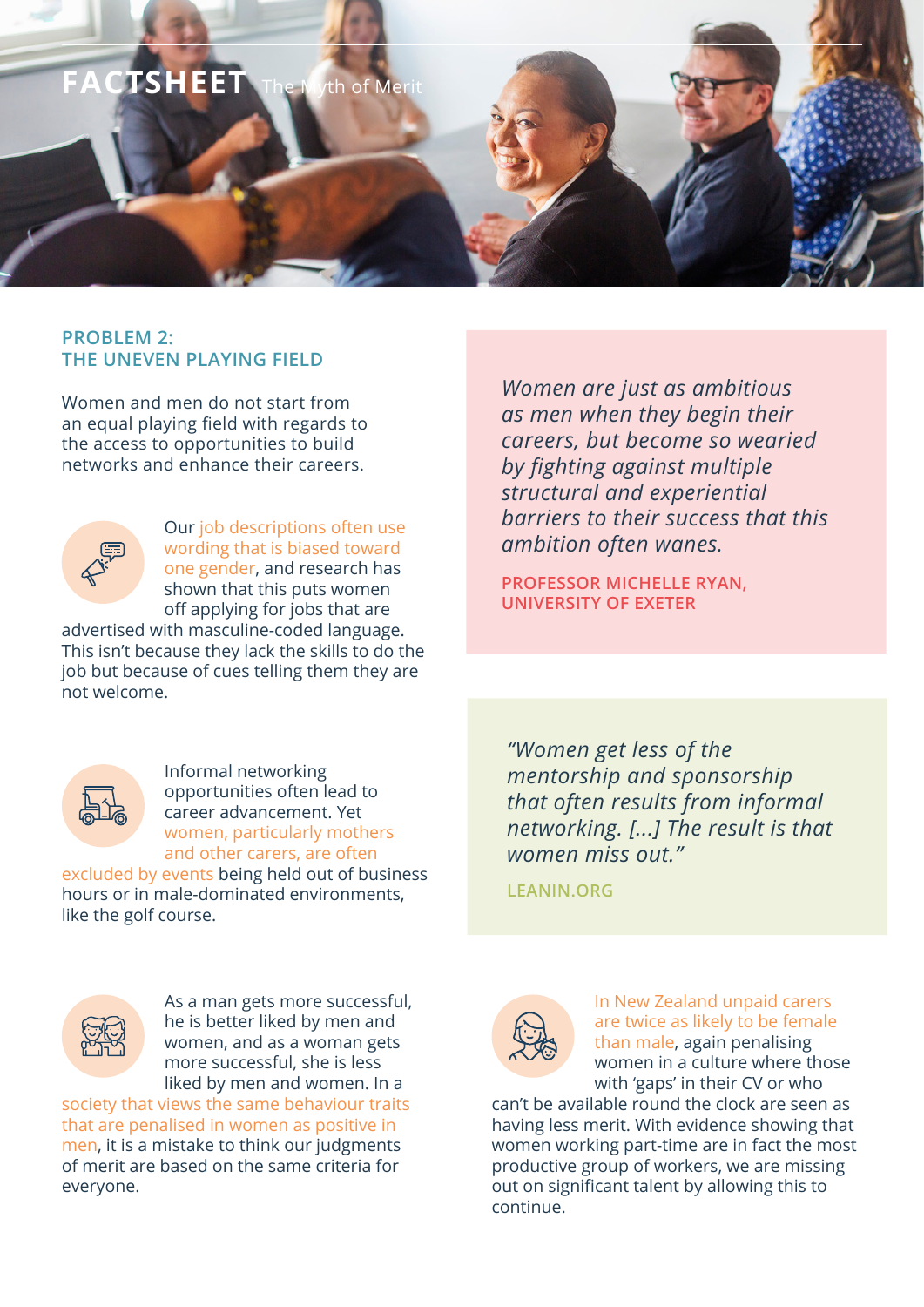**FACTSHEET** The Myth of Merit

## PROBLEM 2: THE UNEVEN PLAYING FIELD

Women and men do not start from an equal playing field with regards to the access to opportunities to build networks and enhance their careers.

Our job descriptions often use wording that is biased toward one gender, and research has shown that this puts women off applying for jobs that are advertised with masculine-coded language. This isn't because they lack the skills to do the job but because of cues telling them they are not welcome.

Informal networking opportunities often lead to career advancement. Yet women, particularly mothers and other carers, are often excluded by events being held out of business hours or in male-dominated environments, like the golf course.

As a man gets more successful, he is better liked by men and women, and as a woman gets more successful, she is less liked by men and women. In a society that views the same behaviour traits that are penalised in women as positive in men, it is a mistake to think our judgments of merit are based on the same criteria for everyone.

*Women are just as ambitious as men when they begin their careers, but become so wearied by fighting against multiple structural and experiential barriers to their success that this ambition often wanes.*

**PROFESSOR MICHELLE RYAN, UNIVERSITY OF EXETER**

*"Women get less of the mentorship and sponsorship that often results from informal networking. [...] The result is that women miss out."*

**LEANIN.ORG**

In New Zealand unpaid carers are twice as likely to be female than male, again penalising women in a culture where those with 'gaps' in their CV or who can't be available round the clock are seen as having less merit. With evidence showing that women working part-time are in fact the most productive group of workers, we are missing out on significant talent by allowing this to continue.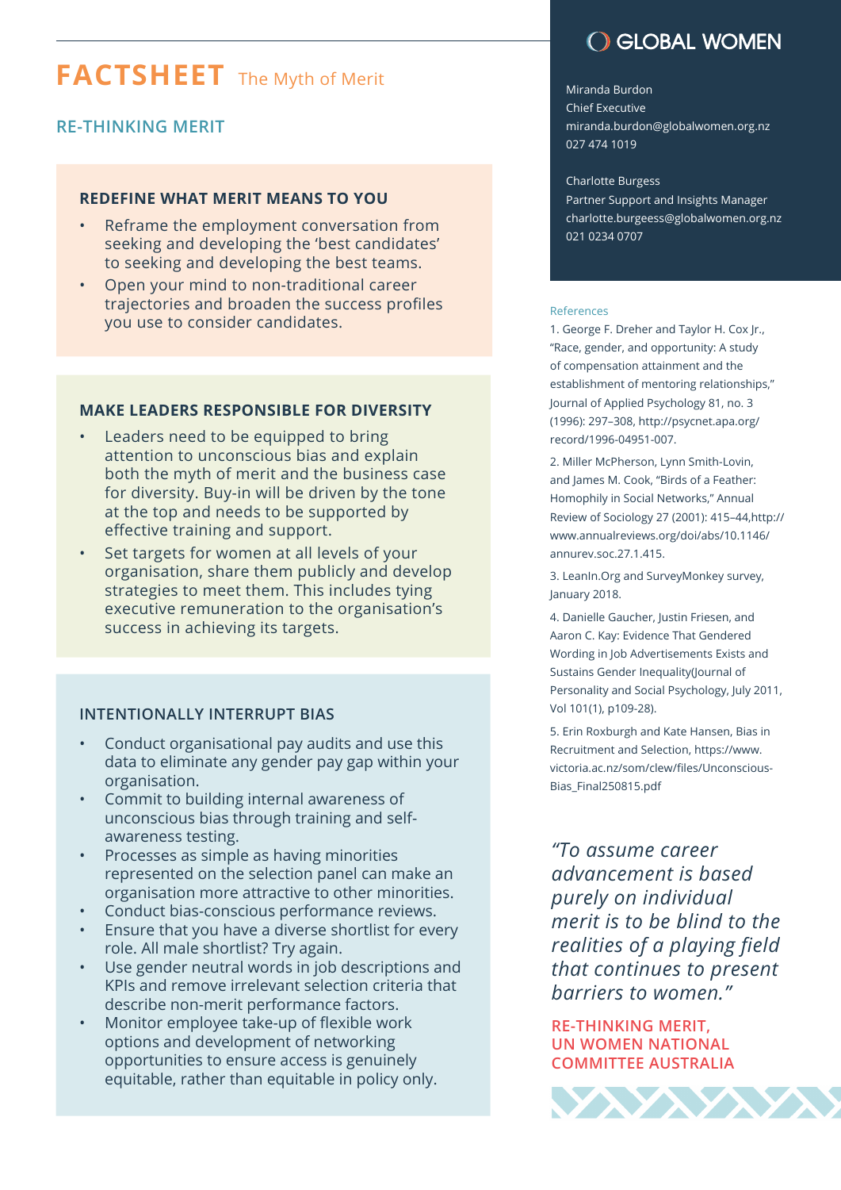# FACTSHEET The Myth of Merit

## RE-THINKING MERIT

### REDEFINE WHAT MERIT MEANS TO YOU

- Reframe the employment conversation from seeking and developing the 'best candidates' to seeking and developing the best teams.
- Open your mind to non-traditional career trajectories and broaden the success profiles you use to consider candidates.

### MAKE LEADERS RESPONSIBLE FOR DIVERSITY

- Leaders need to be equipped to bring attention to unconscious bias and explain both the myth of merit and the business case for diversity. Buy-in will be driven by the tone at the top and needs to be supported by effective training and support.
- Set targets for women at all levels of your organisation, share them publicly and develop strategies to meet them. This includes tying executive remuneration to the organisation's success in achieving its targets.

### INTENTIONALLY INTERRUPT BIAS

- Conduct organisational pay audits and use this data to eliminate any gender pay gap within your organisation.
- Commit to building internal awareness of unconscious bias through training and self-awareness testing.
- Processes as simple as having minorities represented on the selection panel can make an organisation more attractive to other minorities.
- Conduct bias-conscious performance reviews.
- Ensure that you have a diverse shortlist for every role. All male shortlist? Try again.
- Use gender neutral words in job descriptions and KPIs and remove irrelevant selection criteria that describe non-merit performance factors.
- Monitor employee take-up of flexible work options and development of networking opportunities to ensure access is genuinely equitable, rather than equitable in policy only.

## GLOBAL WOMEN

Miranda Burdon
Chief Executive
miranda.burdon@globalwomen.org.nz
027 474 1019

Charlotte Burgess
Partner Support and Insights Manager
charlotte.burgeess@globalwomen.org.nz
021 0234 0707

### References

1. George F. Dreher and Taylor H. Cox Jr., "Race, gender, and opportunity: A study of compensation attainment and the establishment of mentoring relationships," Journal of Applied Psychology 81, no. 3 (1996): 297–308, http://psycnet.apa.org/record/1996-04951-007.

2. Miller McPherson, Lynn Smith-Lovin, and James M. Cook, "Birds of a Feather: Homophily in Social Networks," Annual Review of Sociology 27 (2001): 415–44,http://www.annualreviews.org/doi/abs/10.1146/annurev.soc.27.1.415.

3. LeanIn.Org and SurveyMonkey survey, January 2018.

4. Danielle Gaucher, Justin Friesen, and Aaron C. Kay: Evidence That Gendered Wording in Job Advertisements Exists and Sustains Gender Inequality(Journal of Personality and Social Psychology, July 2011, Vol 101(1), p109-28).

5. Erin Roxburgh and Kate Hansen, Bias in Recruitment and Selection, https://www.victoria.ac.nz/som/clew/files/Unconscious-Bias_Final250815.pdf

*"To assume career advancement is based purely on individual merit is to be blind to the realities of a playing field that continues to present barriers to women."*

**RE-THINKING MERIT, UN WOMEN NATIONAL COMMITTEE AUSTRALIA**